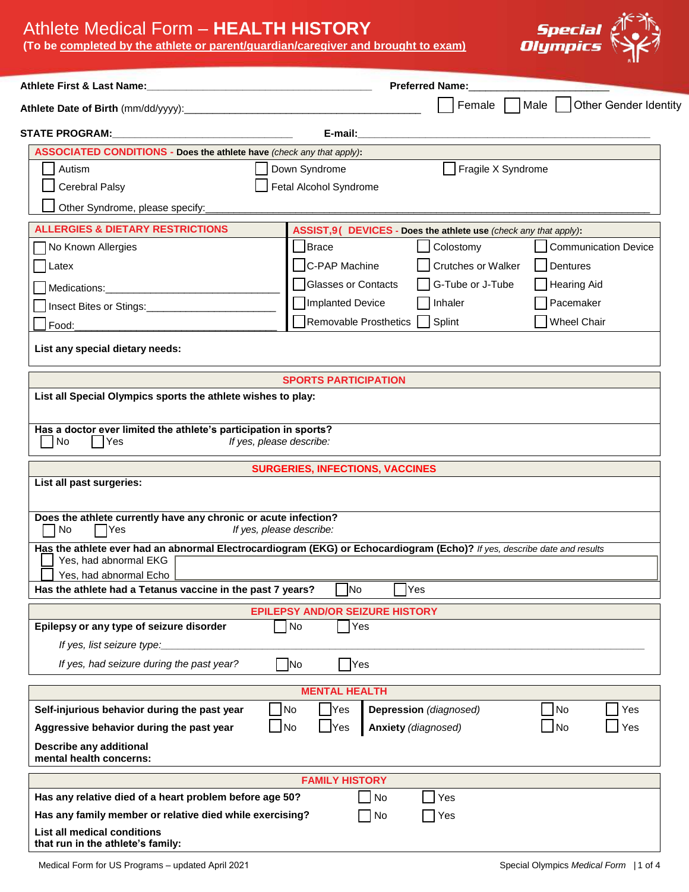# Athlete Medical Form – **HEALTH HISTORY**

**(To be completed by the athlete or parent/guardian/caregiver and brought to exam)**

Special Olympics

**Athlete First & Last Name:**________________________________________ **Preferred Name:**________________________

**Athlete Date of Birth** (mm/dd/yyyy):__________________________________________ ☐ Female ☐ Male ☐ Other Gender Identity

**STATE PROGRAM:**________________________________ **E-mail:**__________________________________________________

## ASSOCIATED CONDITIONS - Does the athlete have *(check any that apply)*:

☐ Autism ☐ Down Syndrome ☐ Fragile X Syndrome

☐ Cerebral Palsy ☐ Fetal Alcohol Syndrome

☐ Other Syndrome, please specify:______________________________________________________________________________

## ALLERGIES & DIETARY RESTRICTIONS

☐ No Known Allergies

☐ Latex

☐ Medications:________________________________

☐ Insect Bites or Stings:______________________

☐ Food:_____________________________________

## ASSIST,9( DEVICES - Does the athlete use *(check any that apply)*:

| | | |
|---|---|---|
| ☐ Brace | ☐ Colostomy | ☐ Communication Device |
| ☐ C-PAP Machine | ☐ Crutches or Walker | ☐ Dentures |
| ☐ Glasses or Contacts | ☐ G-Tube or J-Tube | ☐ Hearing Aid |
| ☐ Implanted Device | ☐ Inhaler | ☐ Pacemaker |
| ☐ Removable Prosthetics | ☐ Splint | ☐ Wheel Chair |

**List any special dietary needs:**

## SPORTS PARTICIPATION

**List all Special Olympics sports the athlete wishes to play:**

**Has a doctor ever limited the athlete's participation in sports?**
☐ No ☐ Yes *If yes, please describe:*

## SURGERIES, INFECTIONS, VACCINES

**List all past surgeries:**

**Does the athlete currently have any chronic or acute infection?**
☐ No ☐ Yes *If yes, please describe:*

**Has the athlete ever had an abnormal Electrocardiogram (EKG) or Echocardiogram (Echo)?** *If yes, describe date and results*
☐ Yes, had abnormal EKG
☐ Yes, had abnormal Echo

**Has the athlete had a Tetanus vaccine in the past 7 years?** ☐ No ☐ Yes

## EPILEPSY AND/OR SEIZURE HISTORY

**Epilepsy or any type of seizure disorder** ☐ No ☐ Yes

*If yes, list seizure type:*______________________________________________________________________________

*If yes, had seizure during the past year?* ☐ No ☐ Yes

## MENTAL HEALTH

| | | | | | |
|---|---|---|---|---|---|
| **Self-injurious behavior during the past year** | ☐ No | ☐ Yes | **Depression** *(diagnosed)* | ☐ No | ☐ Yes |
| **Aggressive behavior during the past year** | ☐ No | ☐ Yes | **Anxiety** *(diagnosed)* | ☐ No | ☐ Yes |

**Describe any additional mental health concerns:**

## FAMILY HISTORY

**Has any relative died of a heart problem before age 50?** ☐ No ☐ Yes

**Has any family member or relative died while exercising?** ☐ No ☐ Yes

**List all medical conditions that run in the athlete's family:**

Medical Form for US Programs – updated April 2021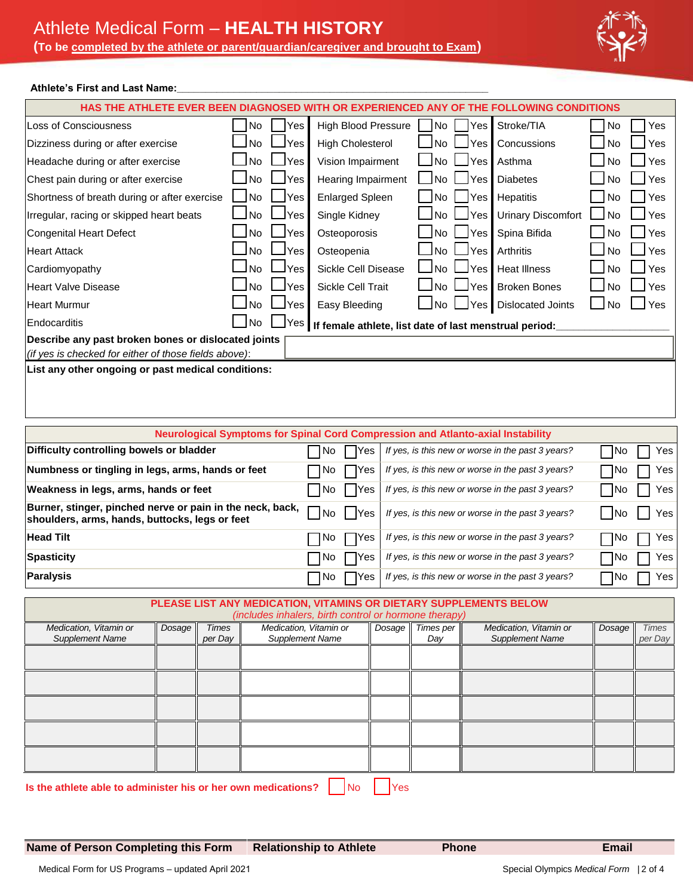# Athlete Medical Form – **HEALTH HISTORY**

**(To be completed by the athlete or parent/guardian/caregiver and brought to Exam)**

**Athlete's First and Last Name:**\_\_\_\_\_\_\_\_\_\_\_\_\_\_\_\_\_\_\_\_\_\_\_\_\_\_\_\_\_\_\_\_\_\_\_\_\_\_\_\_\_\_\_\_\_\_\_\_\_\_

| HAS THE ATHLETE EVER BEEN DIAGNOSED WITH OR EXPERIENCED ANY OF THE FOLLOWING CONDITIONS | | | | | | | | |
|---|---|---|---|---|---|---|---|---|
| Loss of Consciousness | ☐ No | ☐ Yes | High Blood Pressure | ☐ No | ☐ Yes | Stroke/TIA | ☐ No | ☐ Yes |
| Dizziness during or after exercise | ☐ No | ☐ Yes | High Cholesterol | ☐ No | ☐ Yes | Concussions | ☐ No | ☐ Yes |
| Headache during or after exercise | ☐ No | ☐ Yes | Vision Impairment | ☐ No | ☐ Yes | Asthma | ☐ No | ☐ Yes |
| Chest pain during or after exercise | ☐ No | ☐ Yes | Hearing Impairment | ☐ No | ☐ Yes | Diabetes | ☐ No | ☐ Yes |
| Shortness of breath during or after exercise | ☐ No | ☐ Yes | Enlarged Spleen | ☐ No | ☐ Yes | Hepatitis | ☐ No | ☐ Yes |
| Irregular, racing or skipped heart beats | ☐ No | ☐ Yes | Single Kidney | ☐ No | ☐ Yes | Urinary Discomfort | ☐ No | ☐ Yes |
| Congenital Heart Defect | ☐ No | ☐ Yes | Osteoporosis | ☐ No | ☐ Yes | Spina Bifida | ☐ No | ☐ Yes |
| Heart Attack | ☐ No | ☐ Yes | Osteopenia | ☐ No | ☐ Yes | Arthritis | ☐ No | ☐ Yes |
| Cardiomyopathy | ☐ No | ☐ Yes | Sickle Cell Disease | ☐ No | ☐ Yes | Heat Illness | ☐ No | ☐ Yes |
| Heart Valve Disease | ☐ No | ☐ Yes | Sickle Cell Trait | ☐ No | ☐ Yes | Broken Bones | ☐ No | ☐ Yes |
| Heart Murmur | ☐ No | ☐ Yes | Easy Bleeding | ☐ No | ☐ Yes | Dislocated Joints | ☐ No | ☐ Yes |
| Endocarditis | ☐ No | ☐ Yes | **If female athlete, list date of last menstrual period:**\_\_\_\_\_\_\_\_\_\_\_\_\_\_\_\_ | | | | | |

**Describe any past broken bones or dislocated joints** *(if yes is checked for either of those fields above)*:

**List any other ongoing or past medical conditions:**

| Neurological Symptoms for Spinal Cord Compression and Atlanto-axial Instability | | | | | |
|---|---|---|---|---|---|
| **Difficulty controlling bowels or bladder** | ☐ No | ☐ Yes | *If yes, is this new or worse in the past 3 years?* | ☐ No | ☐ Yes |
| **Numbness or tingling in legs, arms, hands or feet** | ☐ No | ☐ Yes | *If yes, is this new or worse in the past 3 years?* | ☐ No | ☐ Yes |
| **Weakness in legs, arms, hands or feet** | ☐ No | ☐ Yes | *If yes, is this new or worse in the past 3 years?* | ☐ No | ☐ Yes |
| **Burner, stinger, pinched nerve or pain in the neck, back, shoulders, arms, hands, buttocks, legs or feet** | ☐ No | ☐ Yes | *If yes, is this new or worse in the past 3 years?* | ☐ No | ☐ Yes |
| **Head Tilt** | ☐ No | ☐ Yes | *If yes, is this new or worse in the past 3 years?* | ☐ No | ☐ Yes |
| **Spasticity** | ☐ No | ☐ Yes | *If yes, is this new or worse in the past 3 years?* | ☐ No | ☐ Yes |
| **Paralysis** | ☐ No | ☐ Yes | *If yes, is this new or worse in the past 3 years?* | ☐ No | ☐ Yes |

**PLEASE LIST ANY MEDICATION, VITAMINS OR DIETARY SUPPLEMENTS BELOW**
*(includes inhalers, birth control or hormone therapy)*

| *Medication, Vitamin or Supplement Name* | *Dosage* | *Times per Day* | *Medication, Vitamin or Supplement Name* | *Dosage* | *Times per Day* | *Medication, Vitamin or Supplement Name* | *Dosage* | *Times per Day* |
|---|---|---|---|---|---|---|---|---|
| | | | | | | | | |
| | | | | | | | | |
| | | | | | | | | |
| | | | | | | | | |
| | | | | | | | | |

**Is the athlete able to administer his or her own medications?** ☐ No ☐ Yes

| Name of Person Completing this Form | Relationship to Athlete | Phone | Email |
|---|---|---|---|
| | | | |

Medical Form for US Programs – updated April 2021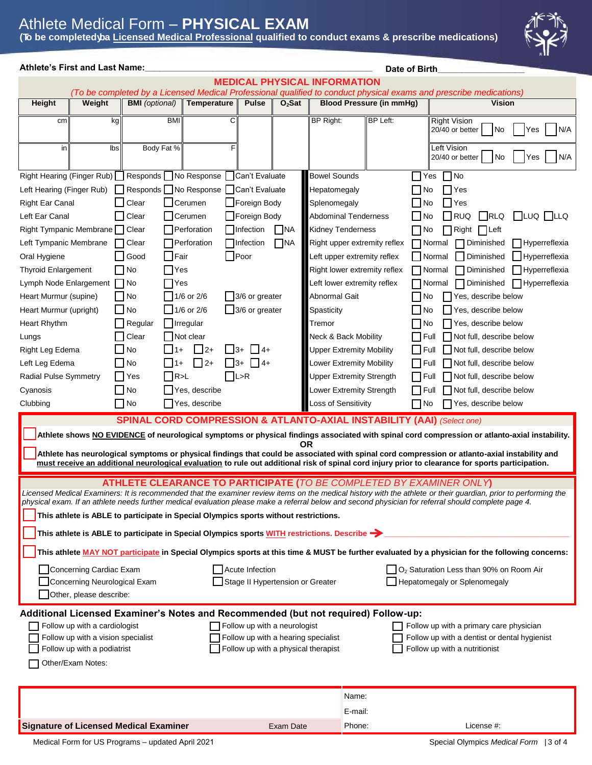# Athlete Medical Form – PHYSICAL EXAM

**(To be completed by a Licensed Medical Professional qualified to conduct exams & prescribe medications)**

**Athlete's First and Last Name:**\_\_\_\_\_\_\_\_\_\_\_\_\_\_\_\_\_\_\_\_\_\_\_\_\_\_\_\_\_\_\_\_\_\_\_\_\_\_\_\_ **Date of Birth**\_\_\_\_\_\_\_\_\_\_\_\_\_\_\_\_\_

## MEDICAL PHYSICAL INFORMATION

*(To be completed by a Licensed Medical Professional qualified to conduct physical exams and prescribe medications)*

| Height | Weight | BMI *(optional)* | Temperature | Pulse | $O_2$Sat | Blood Pressure (in mmHg) | | Vision |
|---|---|---|---|---|---|---|---|---|
| cm | kg | BMI | C | | | BP Right: | BP Left: | Right Vision 20/40 or better ☐ No ☐ Yes ☐ N/A |
| in | lbs | Body Fat % | F | | | | | Left Vision 20/40 or better ☐ No ☐ Yes ☐ N/A |

| | | | | |
|---|---|---|---|---|
| Right Hearing (Finger Rub) | ☐ Responds | ☐ No Response | ☐ Can't Evaluate | |
| Left Hearing (Finger Rub) | ☐ Responds | ☐ No Response | ☐ Can't Evaluate | |
| Right Ear Canal | ☐ Clear | ☐ Cerumen | ☐ Foreign Body | |
| Left Ear Canal | ☐ Clear | ☐ Cerumen | ☐ Foreign Body | |
| Right Tympanic Membrane | ☐ Clear | ☐ Perforation | ☐ Infection | ☐ NA |
| Left Tympanic Membrane | ☐ Clear | ☐ Perforation | ☐ Infection | ☐ NA |
| Oral Hygiene | ☐ Good | ☐ Fair | ☐ Poor | |
| Thyroid Enlargement | ☐ No | ☐ Yes | | |
| Lymph Node Enlargement | ☐ No | ☐ Yes | | |
| Heart Murmur (supine) | ☐ No | ☐ 1/6 or 2/6 | ☐ 3/6 or greater | |
| Heart Murmur (upright) | ☐ No | ☐ 1/6 or 2/6 | ☐ 3/6 or greater | |
| Heart Rhythm | ☐ Regular | ☐ Irregular | | |
| Lungs | ☐ Clear | ☐ Not clear | | |
| Right Leg Edema | ☐ No | ☐ 1+ ☐ 2+ | ☐ 3+ ☐ 4+ | |
| Left Leg Edema | ☐ No | ☐ 1+ ☐ 2+ | ☐ 3+ ☐ 4+ | |
| Radial Pulse Symmetry | ☐ Yes | ☐ R>L | ☐ L>R | |
| Cyanosis | ☐ No | ☐ Yes, describe | | |
| Clubbing | ☐ No | ☐ Yes, describe | | |

| | | | | |
|---|---|---|---|---|
| Bowel Sounds | ☐ Yes | ☐ No | | |
| Hepatomegaly | ☐ No | ☐ Yes | | |
| Splenomegaly | ☐ No | ☐ Yes | | |
| Abdominal Tenderness | ☐ No | ☐ RUQ | ☐ RLQ | ☐ LUQ ☐ LLQ |
| Kidney Tenderness | ☐ No | ☐ Right | ☐ Left | |
| Right upper extremity reflex | ☐ Normal | ☐ Diminished | ☐ Hyperreflexia | |
| Left upper extremity reflex | ☐ Normal | ☐ Diminished | ☐ Hyperreflexia | |
| Right lower extremity reflex | ☐ Normal | ☐ Diminished | ☐ Hyperreflexia | |
| Left lower extremity reflex | ☐ Normal | ☐ Diminished | ☐ Hyperreflexia | |
| Abnormal Gait | ☐ No | ☐ Yes, describe below | | |
| Spasticity | ☐ No | ☐ Yes, describe below | | |
| Tremor | ☐ No | ☐ Yes, describe below | | |
| Neck & Back Mobility | ☐ Full | ☐ Not full, describe below | | |
| Upper Extremity Mobility | ☐ Full | ☐ Not full, describe below | | |
| Lower Extremity Mobility | ☐ Full | ☐ Not full, describe below | | |
| Upper Extremity Strength | ☐ Full | ☐ Not full, describe below | | |
| Lower Extremity Strength | ☐ Full | ☐ Not full, describe below | | |
| Loss of Sensitivity | ☐ No | ☐ Yes, describe below | | |

## SPINAL CORD COMPRESSION & ATLANTO-AXIAL INSTABILITY (AAI) *(Select one)*

☐ **Athlete shows NO EVIDENCE of neurological symptoms or physical findings associated with spinal cord compression or atlanto-axial instability.**

**OR**

☐ **Athlete has neurological symptoms or physical findings that could be associated with spinal cord compression or atlanto-axial instability and must receive an additional neurological evaluation to rule out additional risk of spinal cord injury prior to clearance for sports participation.**

## ATHLETE CLEARANCE TO PARTICIPATE (*TO BE COMPLETED BY EXAMINER ONLY*)

*Licensed Medical Examiners: It is recommended that the examiner review items on the medical history with the athlete or their guardian, prior to performing the physical exam. If an athlete needs further medical evaluation please make a referral below and second physician for referral should complete page 4.*

☐ **This athlete is ABLE to participate in Special Olympics sports without restrictions.**

☐ **This athlete is ABLE to participate in Special Olympics sports WITH restrictions. Describe →** \_\_\_\_\_\_\_\_\_\_\_\_\_\_\_\_\_\_\_\_\_\_\_\_\_\_\_\_\_\_\_\_\_\_\_\_\_\_\_\_\_\_\_\_

☐ **This athlete MAY NOT participate in Special Olympics sports at this time & MUST be further evaluated by a physician for the following concerns:**

- ☐ Concerning Cardiac Exam
- ☐ Concerning Neurological Exam
- ☐ Other, please describe:
- ☐ Acute Infection
- ☐ Stage II Hypertension or Greater
- ☐ $O_2$ Saturation Less than 90% on Room Air
- ☐ Hepatomegaly or Splenomegaly

## Additional Licensed Examiner's Notes and Recommended (but not required) Follow-up:

- ☐ Follow up with a cardiologist
- ☐ Follow up with a vision specialist
- ☐ Follow up with a podiatrist
- ☐ Follow up with a neurologist
- ☐ Follow up with a hearing specialist
- ☐ Follow up with a physical therapist
- ☐ Follow up with a primary care physician
- ☐ Follow up with a dentist or dental hygienist
- ☐ Follow up with a nutritionist
- ☐ Other/Exam Notes:

| | | |
|---|---|---|
| | | Name: |
| | | E-mail: |
| **Signature of Licensed Medical Examiner** | Exam Date | Phone: License #: |

Medical Form for US Programs – updated April 2021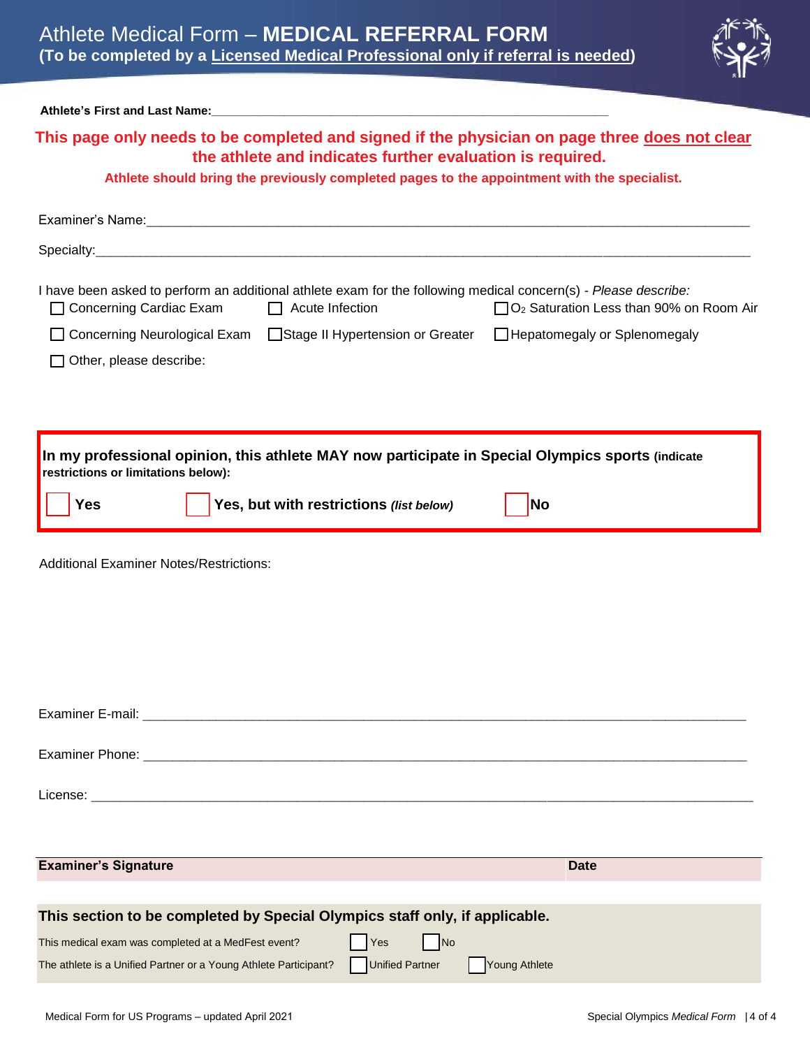# Athlete Medical Form – **MEDICAL REFERRAL FORM**

**(To be completed by a Licensed Medical Professional only if referral is needed)**

**Athlete's First and Last Name:**\_\_\_\_\_\_\_\_\_\_\_\_\_\_\_\_\_\_\_\_\_\_\_\_\_\_\_\_\_\_\_\_\_\_\_\_\_\_\_\_\_\_\_\_\_\_\_\_\_\_

**This page only needs to be completed and signed if the physician on page three does not clear the athlete and indicates further evaluation is required.**

**Athlete should bring the previously completed pages to the appointment with the specialist.**

Examiner's Name:\_\_\_\_\_\_\_\_\_\_\_\_\_\_\_\_\_\_\_\_\_\_\_\_\_\_\_\_\_\_\_\_\_\_\_\_\_\_\_\_\_\_\_\_\_\_\_\_\_\_\_\_\_\_\_\_\_\_\_\_\_\_\_\_\_\_\_\_

Specialty:\_\_\_\_\_\_\_\_\_\_\_\_\_\_\_\_\_\_\_\_\_\_\_\_\_\_\_\_\_\_\_\_\_\_\_\_\_\_\_\_\_\_\_\_\_\_\_\_\_\_\_\_\_\_\_\_\_\_\_\_\_\_\_\_\_\_\_\_\_\_\_\_\_\_

I have been asked to perform an additional athlete exam for the following medical concern(s) - *Please describe:*

- ☐ Concerning Cardiac Exam
- ☐ Acute Infection
- ☐ $O_2$ Saturation Less than 90% on Room Air
- ☐ Concerning Neurological Exam
- ☐ Stage II Hypertension or Greater
- ☐ Hepatomegaly or Splenomegaly
- ☐ Other, please describe:

**In my professional opinion, this athlete MAY now participate in Special Olympics sports (indicate restrictions or limitations below):**

☐ **Yes** ☐ **Yes, but with restrictions *(list below)*** ☐ **No**

Additional Examiner Notes/Restrictions:

Examiner E-mail: \_\_\_\_\_\_\_\_\_\_\_\_\_\_\_\_\_\_\_\_\_\_\_\_\_\_\_\_\_\_\_\_\_\_\_\_\_\_\_\_\_\_\_\_\_\_\_\_\_\_\_\_\_\_\_\_\_\_\_\_\_\_\_\_\_\_\_

Examiner Phone: \_\_\_\_\_\_\_\_\_\_\_\_\_\_\_\_\_\_\_\_\_\_\_\_\_\_\_\_\_\_\_\_\_\_\_\_\_\_\_\_\_\_\_\_\_\_\_\_\_\_\_\_\_\_\_\_\_\_\_\_\_\_\_\_\_\_

License: \_\_\_\_\_\_\_\_\_\_\_\_\_\_\_\_\_\_\_\_\_\_\_\_\_\_\_\_\_\_\_\_\_\_\_\_\_\_\_\_\_\_\_\_\_\_\_\_\_\_\_\_\_\_\_\_\_\_\_\_\_\_\_\_\_\_\_\_\_\_\_\_\_

| **Examiner's Signature** | **Date** |
|---|---|
| | |

**This section to be completed by Special Olympics staff only, if applicable.**

This medical exam was completed at a MedFest event? ☐ Yes ☐ No

The athlete is a Unified Partner or a Young Athlete Participant? ☐ Unified Partner ☐ Young Athlete